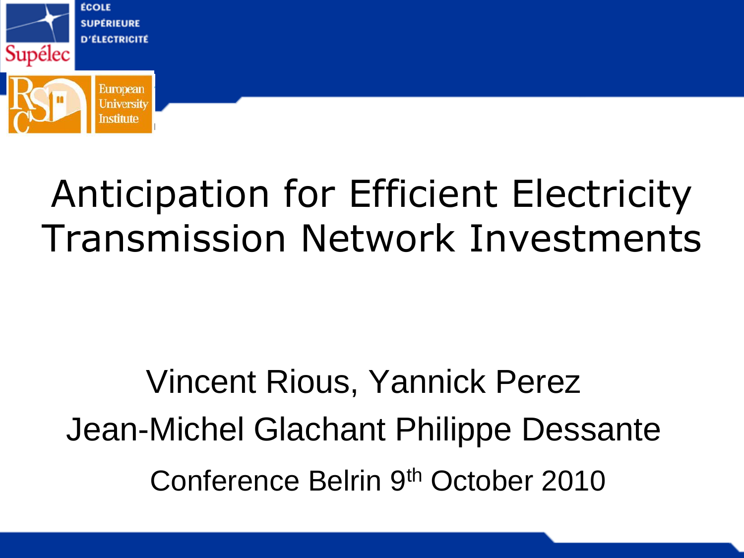ÉCOLE SUPÉRIEURE D'ÉLECTRICITÉ

Supélec

European University Institute

# Anticipation for Efficient Electricity Transmission Network Investments

Vincent Rious, Yannick Perez

Jean-Michel Glachant Philippe Dessante

Conference Belrin 9th October 2010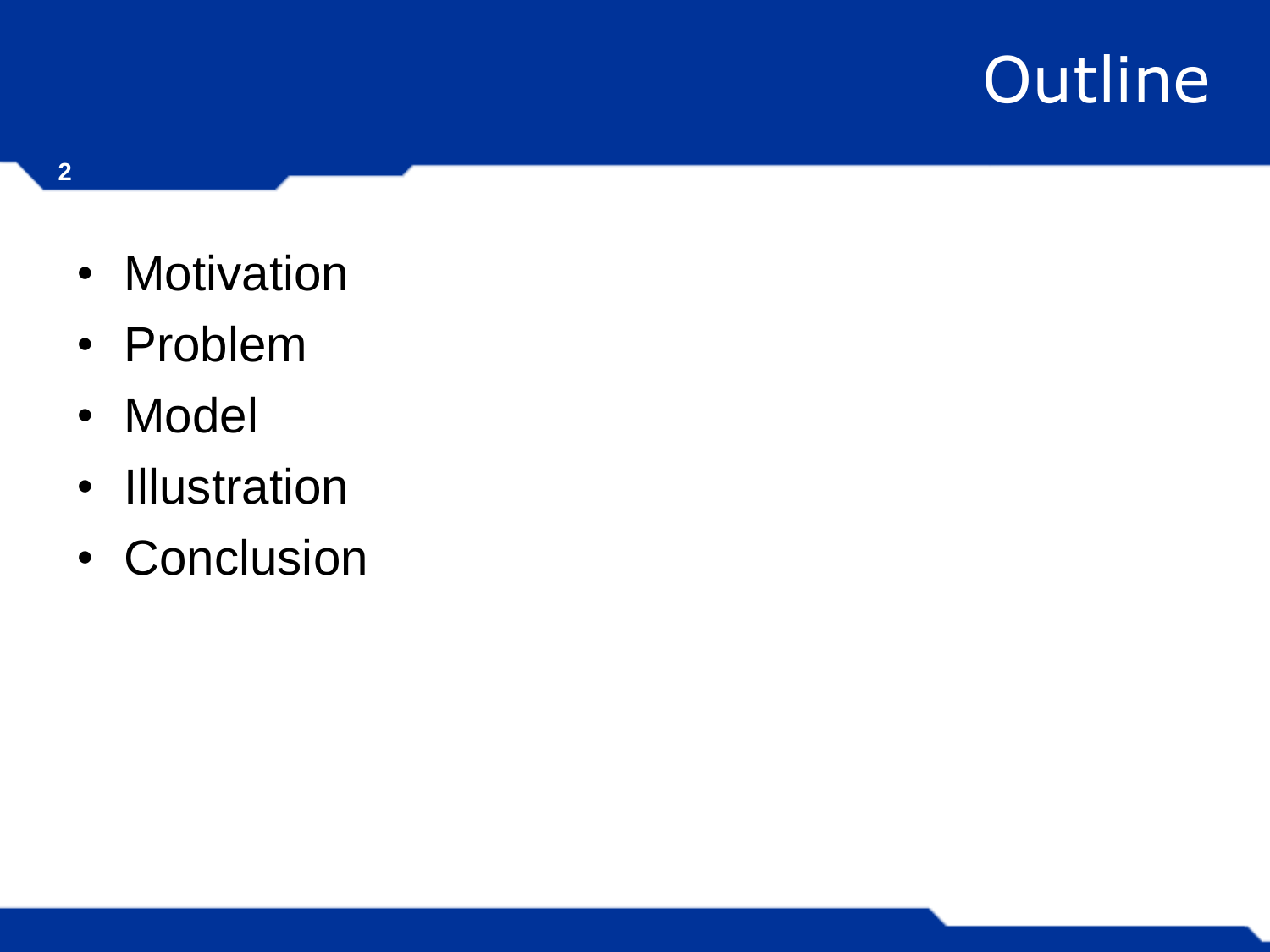# Outline

- Motivation
- Problem
- Model
- Illustration
- Conclusion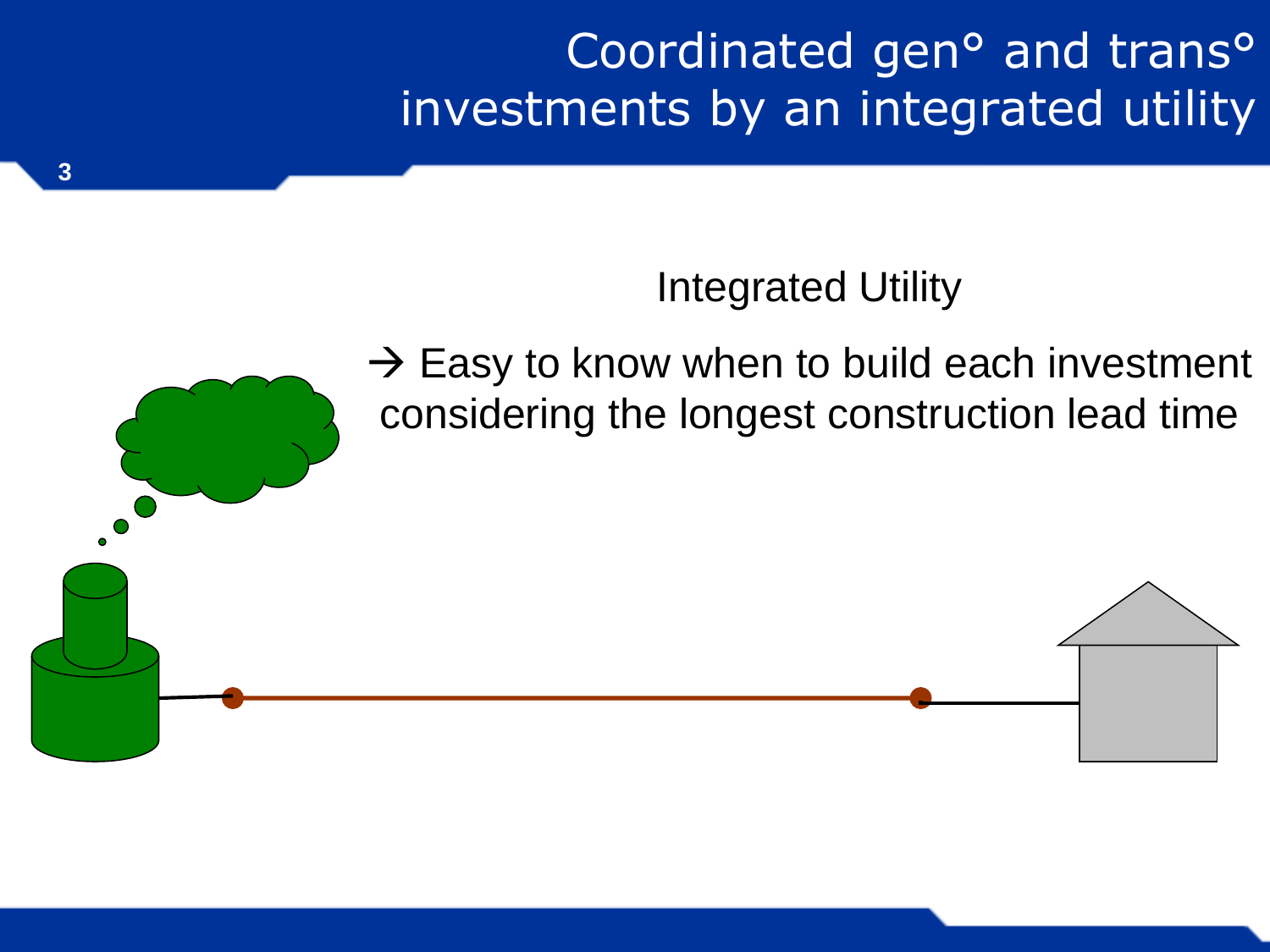# Coordinated gen° and trans° investments by an integrated utility

Integrated Utility

→ Easy to know when to build each investment considering the longest construction lead time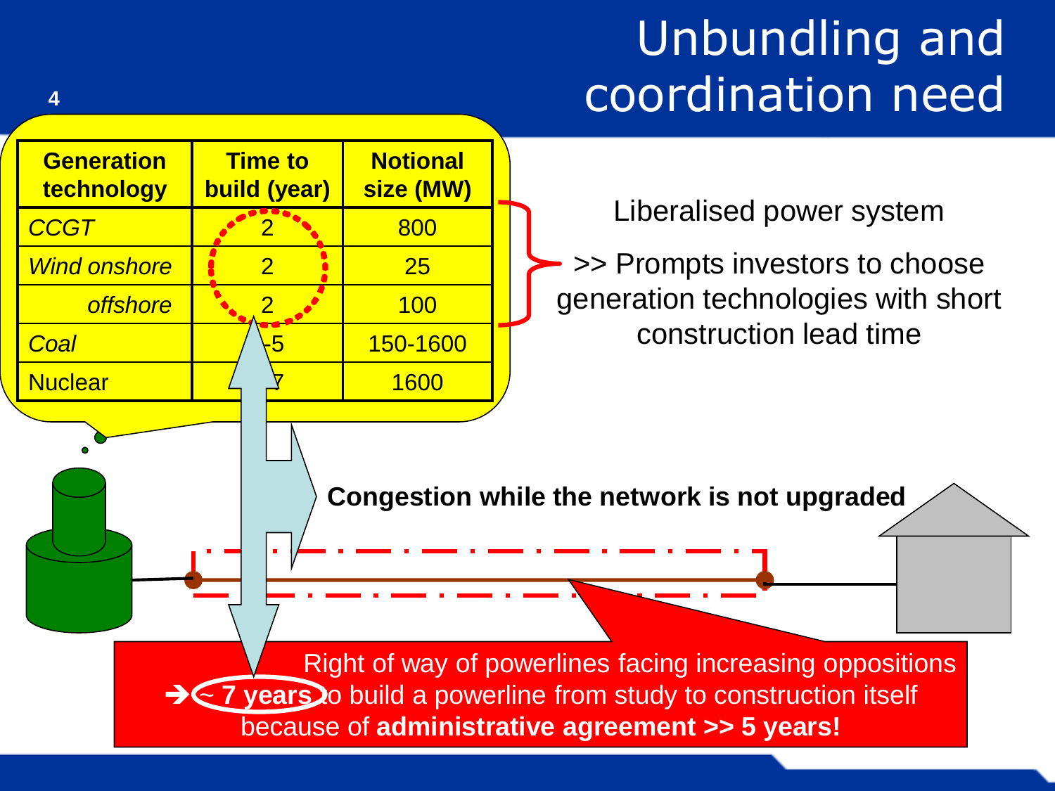# Unbundling and coordination need

| Generation technology | Time to build (year) | Notional size (MW) |
|---|---|---|
| *CCGT* | 2 | 800 |
| *Wind onshore* | 2 | 25 |
| *offshore* | 2 | 100 |
| *Coal* | -5 | 150-1600 |
| Nuclear | 7 | 1600 |

Liberalised power system

>> Prompts investors to choose generation technologies with short construction lead time

**Congestion while the network is not upgraded**

Right of way of powerlines facing increasing oppositions
➔ **~ 7 years** to build a powerline from study to construction itself because of **administrative agreement >> 5 years!**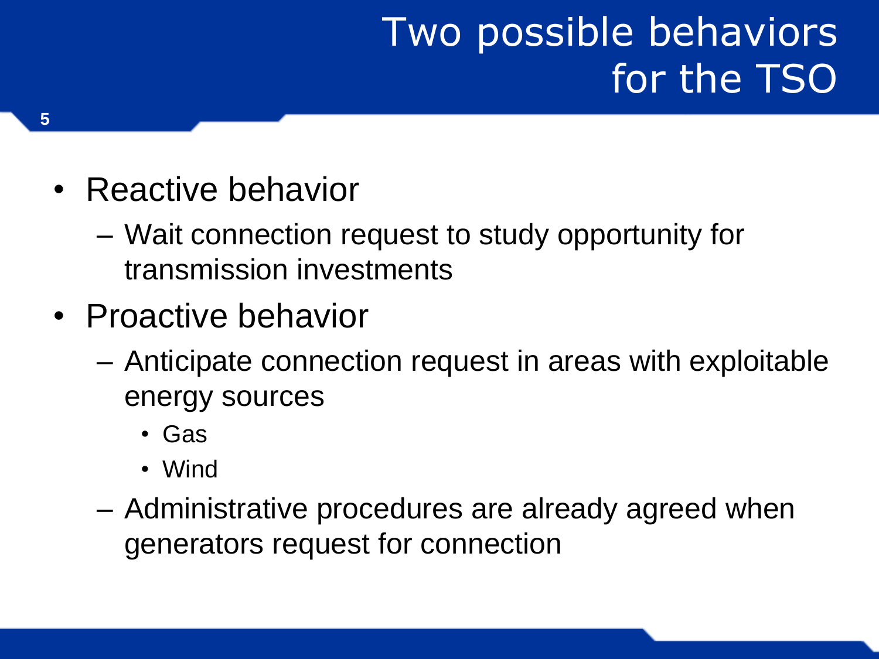# Two possible behaviors for the TSO

- Reactive behavior
  - Wait connection request to study opportunity for transmission investments
- Proactive behavior
  - Anticipate connection request in areas with exploitable energy sources
    - Gas
    - Wind
  - Administrative procedures are already agreed when generators request for connection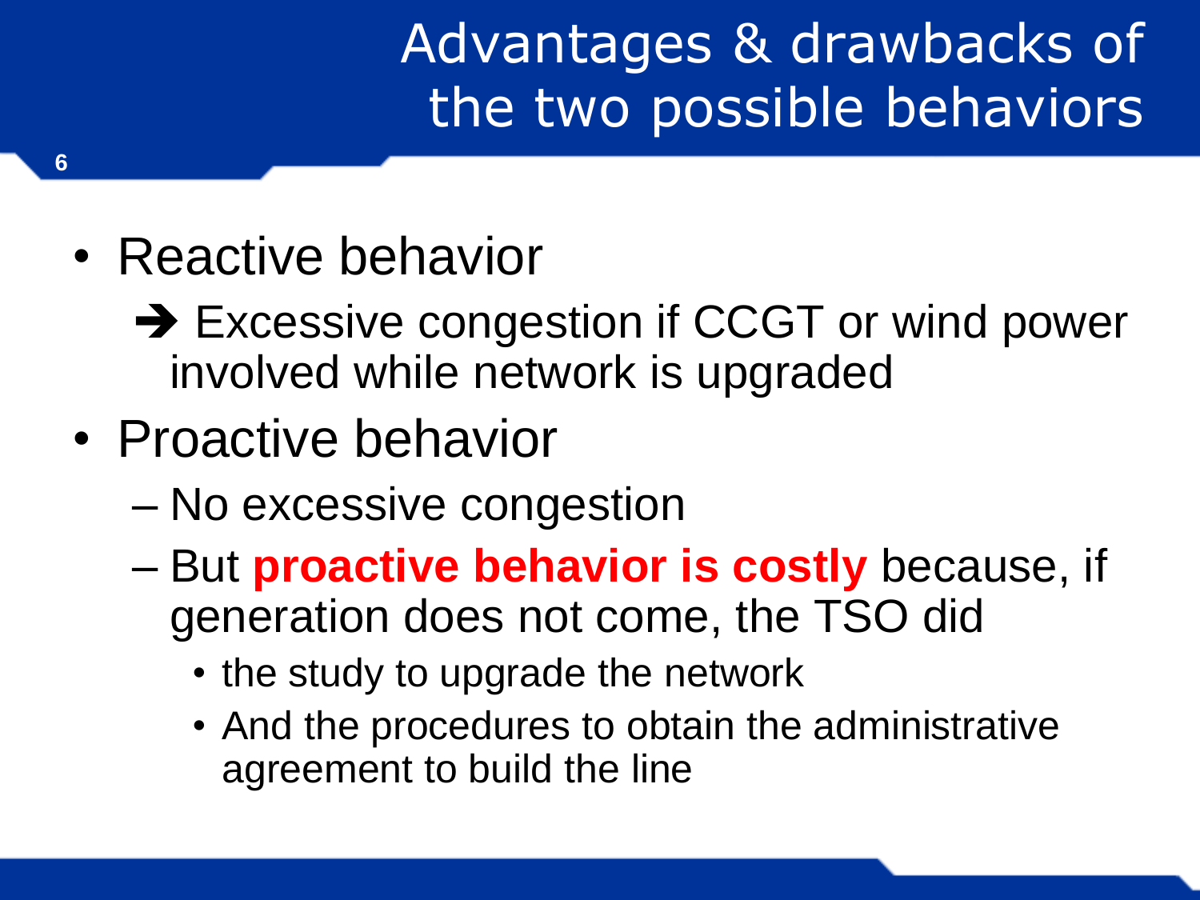# Advantages & drawbacks of the two possible behaviors

- Reactive behavior
  - ➔ Excessive congestion if CCGT or wind power involved while network is upgraded
- Proactive behavior
  - No excessive congestion
  - But **proactive behavior is costly** because, if generation does not come, the TSO did
    - the study to upgrade the network
    - And the procedures to obtain the administrative agreement to build the line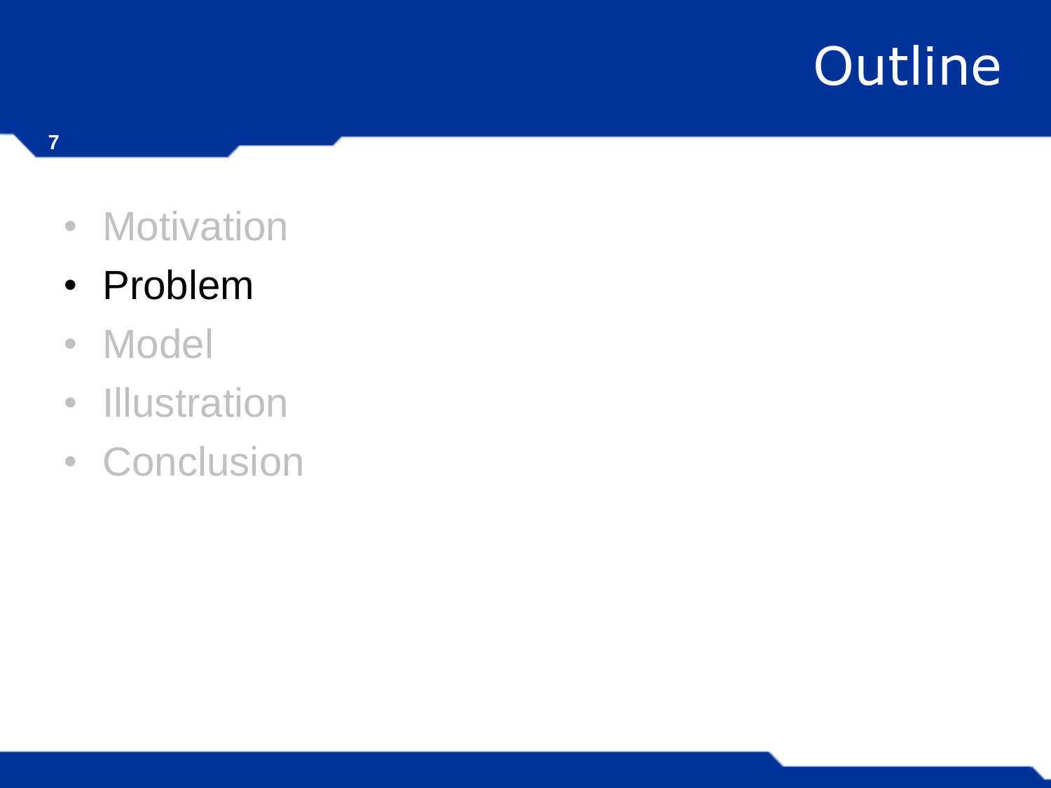# Outline

- Motivation
- **Problem**
- Model
- Illustration
- Conclusion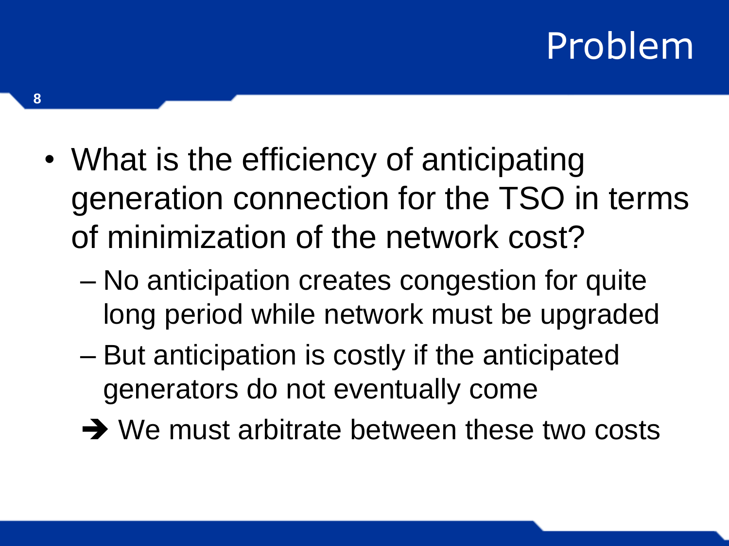# Problem

- What is the efficiency of anticipating generation connection for the TSO in terms of minimization of the network cost?
  - No anticipation creates congestion for quite long period while network must be upgraded
  - But anticipation is costly if the anticipated generators do not eventually come

  ➔ We must arbitrate between these two costs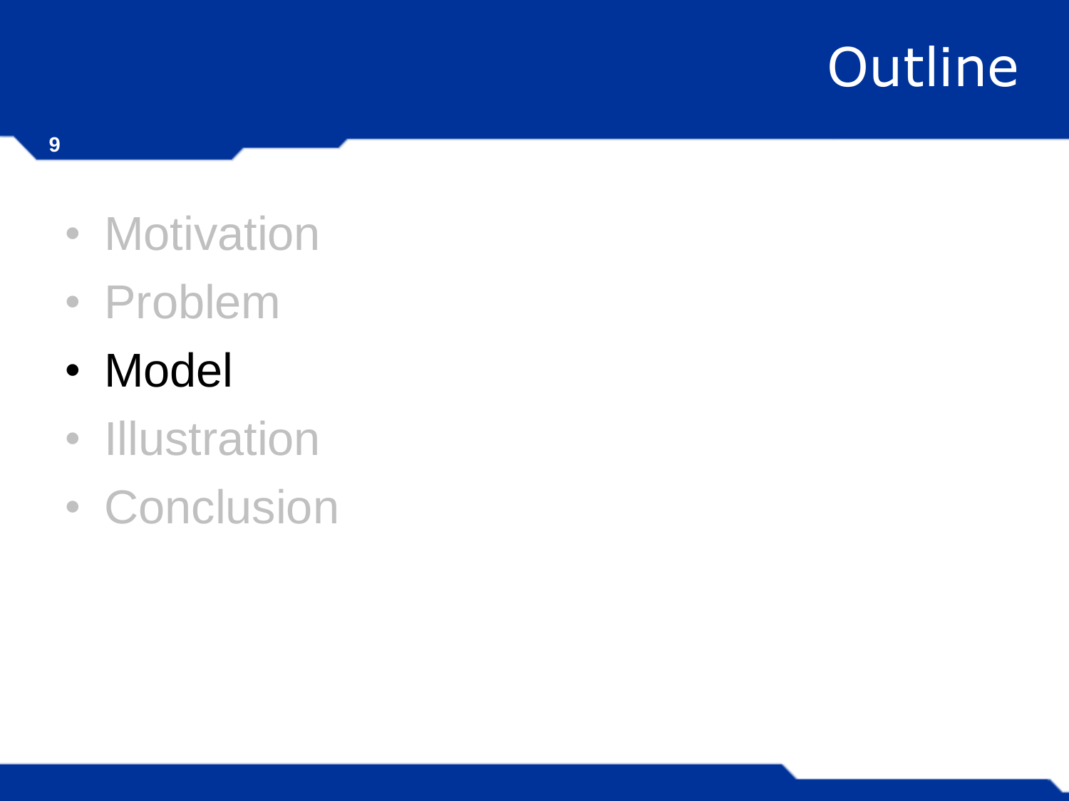# Outline

- Motivation
- Problem
- **Model**
- Illustration
- Conclusion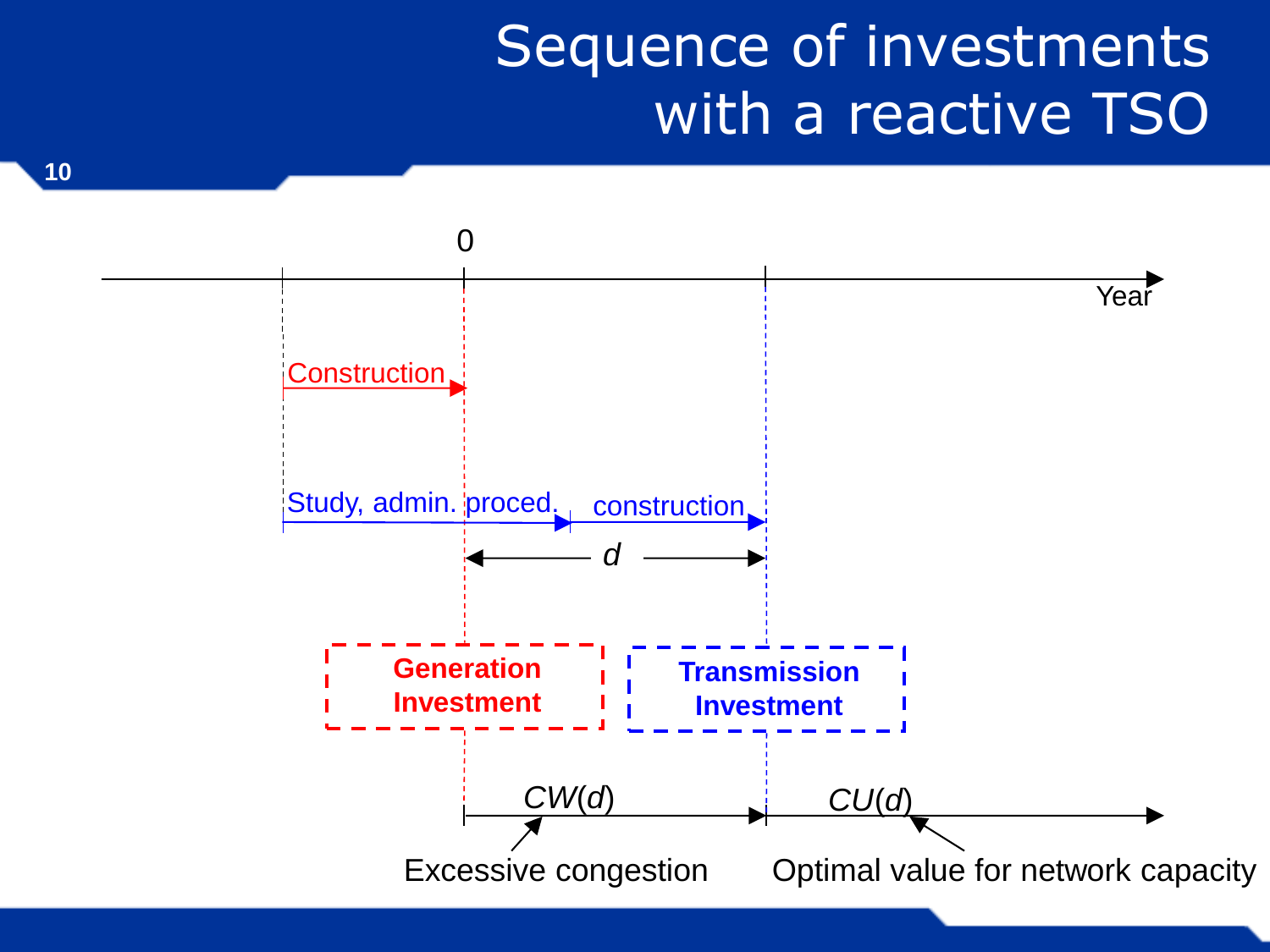# Sequence of investments with a reactive TSO

0

Year

Construction

Study, admin. proced. construction

*d*

**Generation Investment**

**Transmission Investment**

$CW(d)$

$CU(d)$

Excessive congestion

Optimal value for network capacity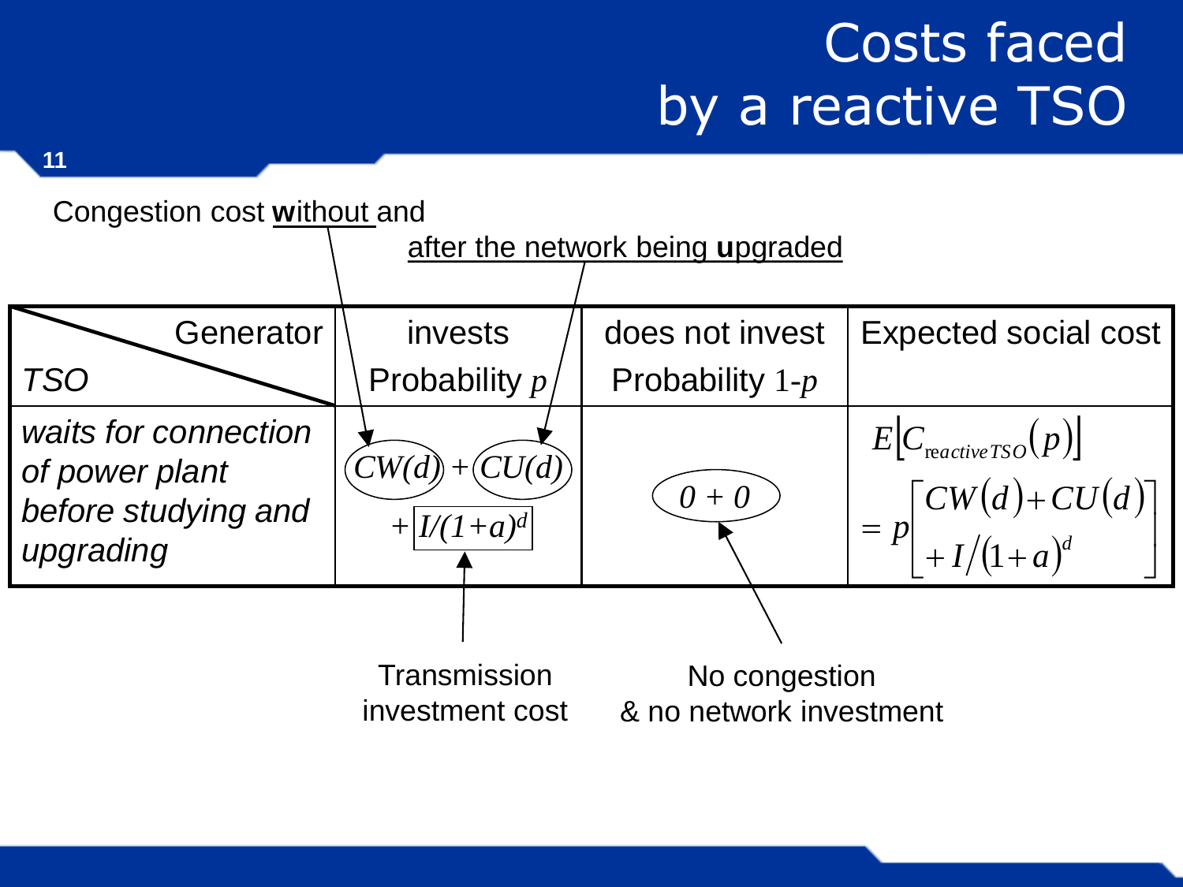# Costs faced by a reactive TSO

Congestion cost **w**ithout and after the network being **u**pgraded

| Generator / *TSO* | invests Probability $p$ | does not invest Probability $1-p$ | Expected social cost |
|---|---|---|---|
| *waits for connection of power plant before studying and upgrading* | $CW(d) + CU(d) + I/(1+a)^d$ | $0 + 0$ | $E[C_{\text{reactive}\,TSO}(p)] = p\left[CW(d)+CU(d) + I/(1+a)^d\right]$ |

Transmission investment cost

No congestion & no network investment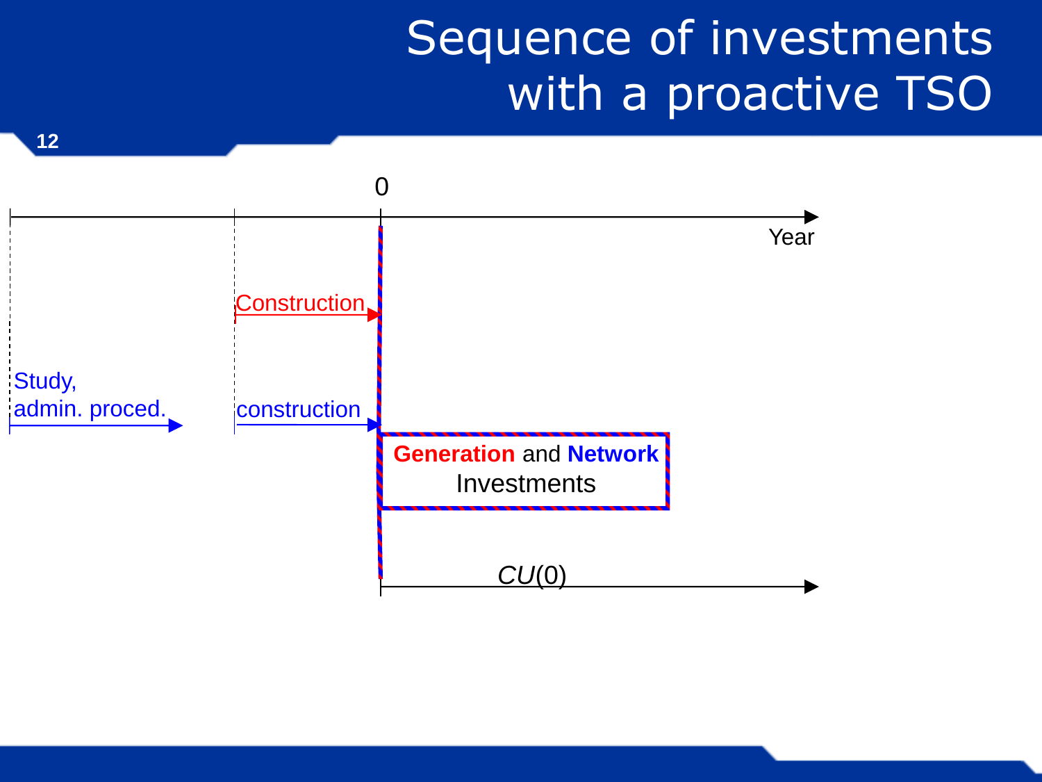# Sequence of investments with a proactive TSO

0

Year

Construction

Study,
admin. proced.

construction

**Generation** and **Network**
Investments

*CU*(0)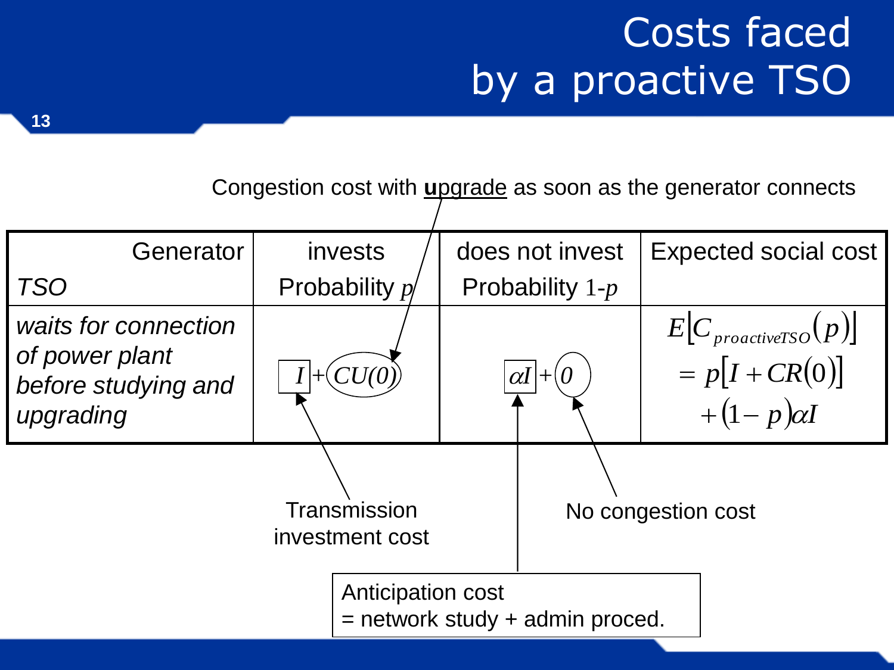# Costs faced by a proactive TSO

Congestion cost with **u**pgrade as soon as the generator connects

| Generator / *TSO* | invests Probability $p$ | does not invest Probability $1\text{-}p$ | Expected social cost |
|---|---|---|---|
| *waits for connection of power plant before studying and upgrading* | $I + CU(0)$ | $\alpha I + 0$ | $E[C_{proactiveTSO}(p)] = p[I + CR(0)] + (1-p)\alpha I$ |

Transmission investment cost

No congestion cost

Anticipation cost
= network study + admin proced.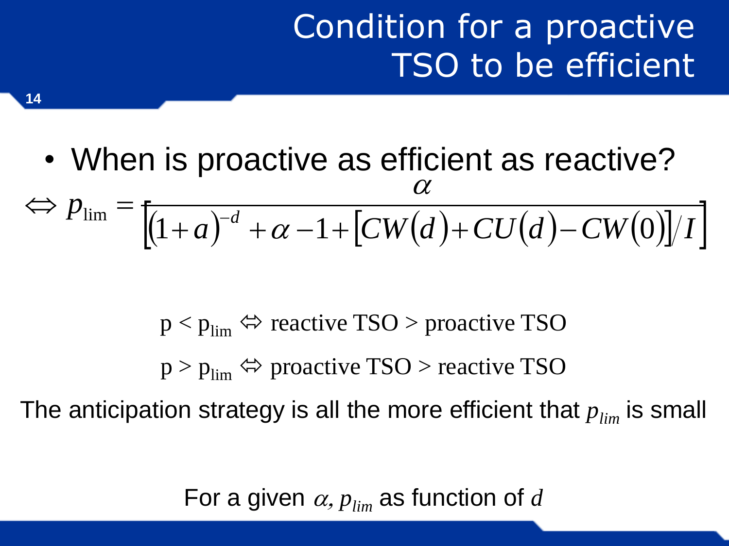# Condition for a proactive TSO to be efficient

- When is proactive as efficient as reactive?

$$\Leftrightarrow p_{\lim} = \frac{\alpha}{\left[(1+a)^{-d} + \alpha - 1 + \left[CW(d) + CU(d) - CW(0)\right]/I\right]}$$

$p < p_{\lim} \Leftrightarrow$ reactive TSO > proactive TSO

$p > p_{\lim} \Leftrightarrow$ proactive TSO > reactive TSO

The anticipation strategy is all the more efficient that $p_{lim}$ is small

For a given $\alpha$, $p_{lim}$ as function of $d$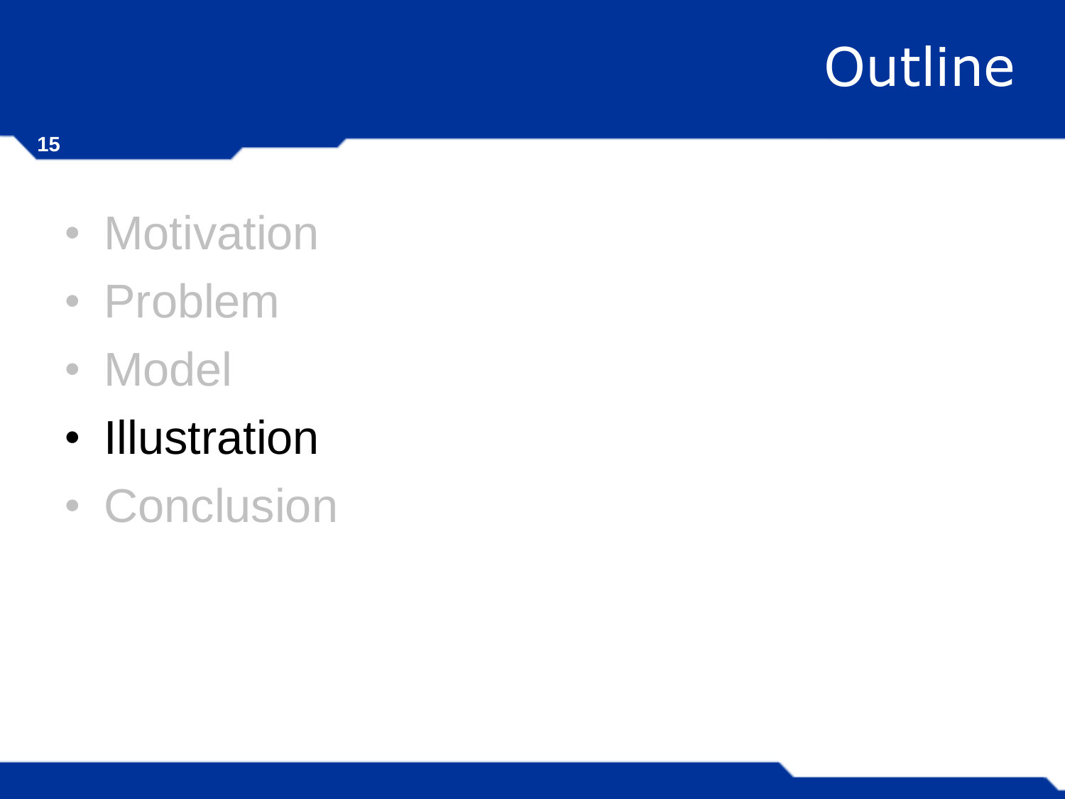# Outline

- Motivation
- Problem
- Model
- Illustration
- Conclusion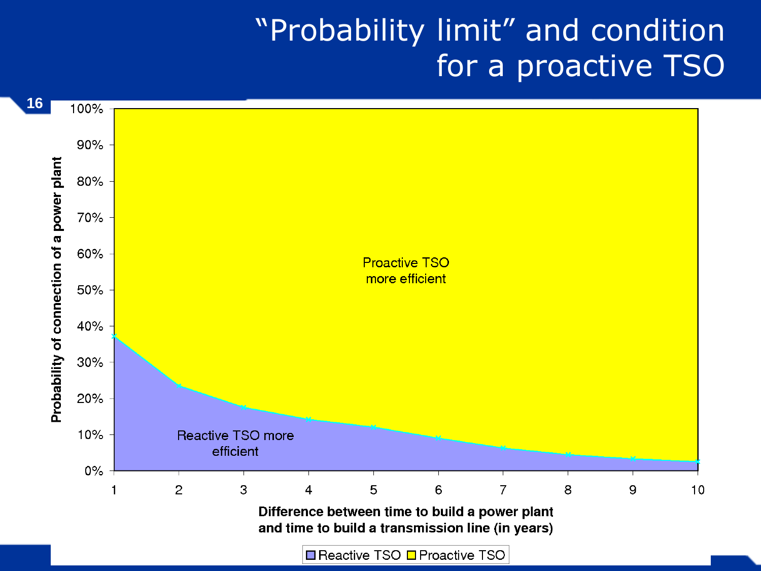# "Probability limit" and condition for a proactive TSO

Probability of connection of a power plant (y-axis: 0%–100%)

Difference between time to build a power plant and time to build a transmission line (in years) (x-axis: 1–10)

Proactive TSO more efficient

Reactive TSO more efficient

Legend: Reactive TSO, Proactive TSO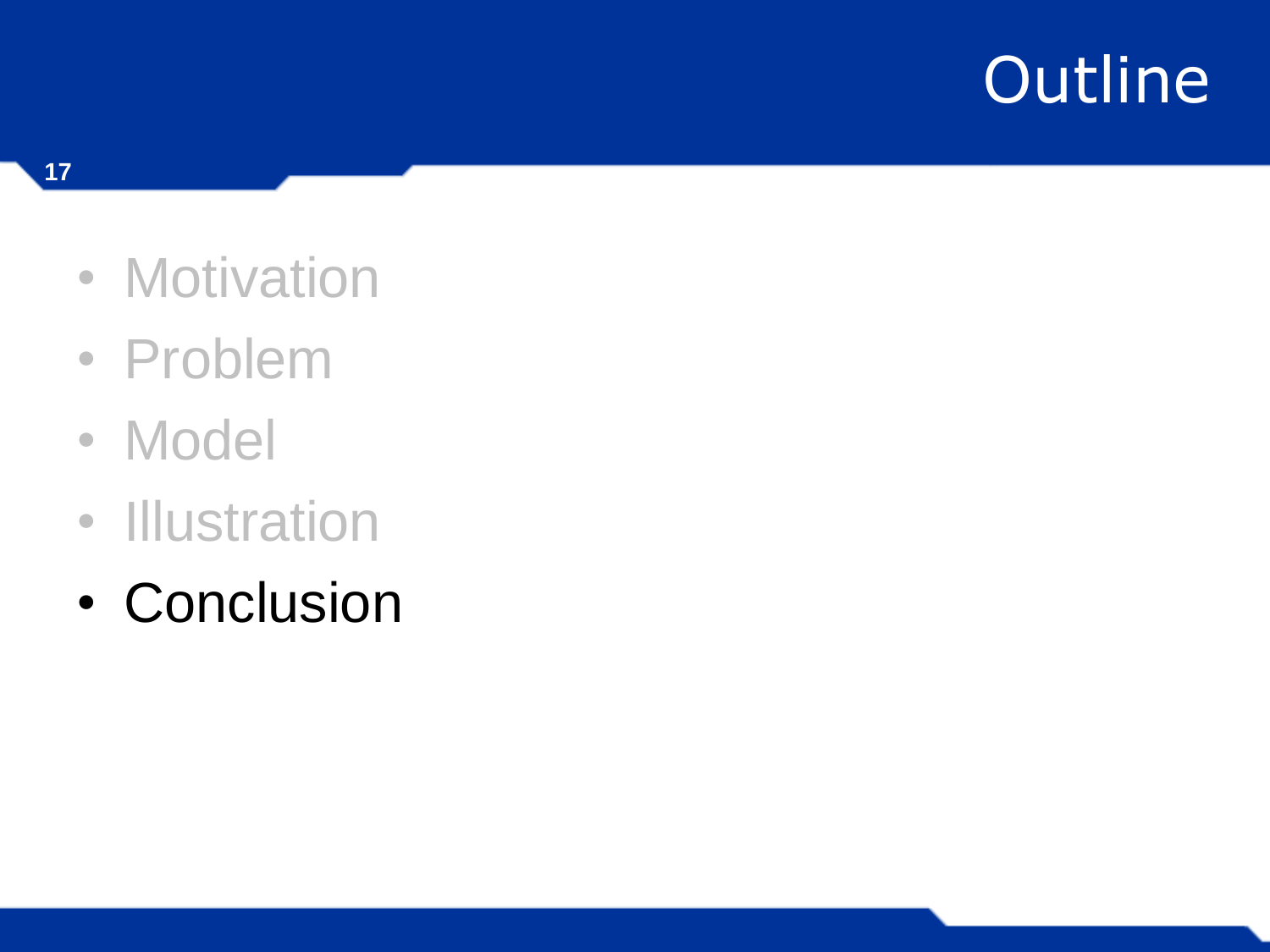# Outline

- Motivation
- Problem
- Model
- Illustration
- Conclusion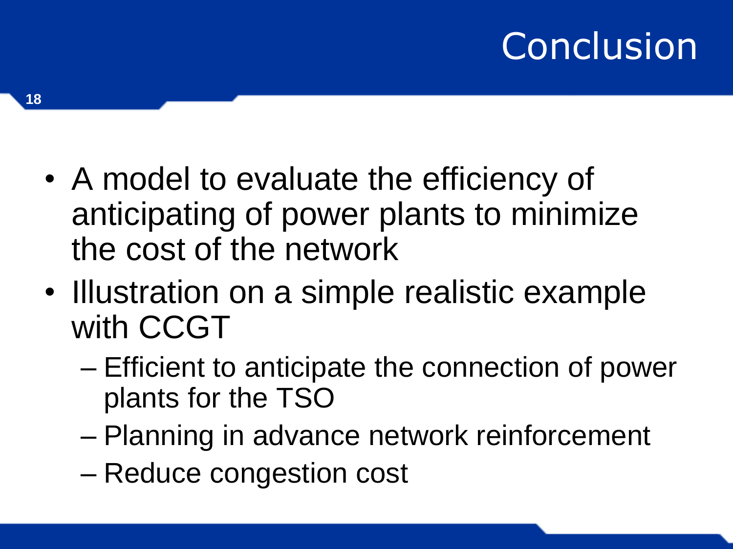# Conclusion

- A model to evaluate the efficiency of anticipating of power plants to minimize the cost of the network
- Illustration on a simple realistic example with CCGT
  - Efficient to anticipate the connection of power plants for the TSO
  - Planning in advance network reinforcement
  - Reduce congestion cost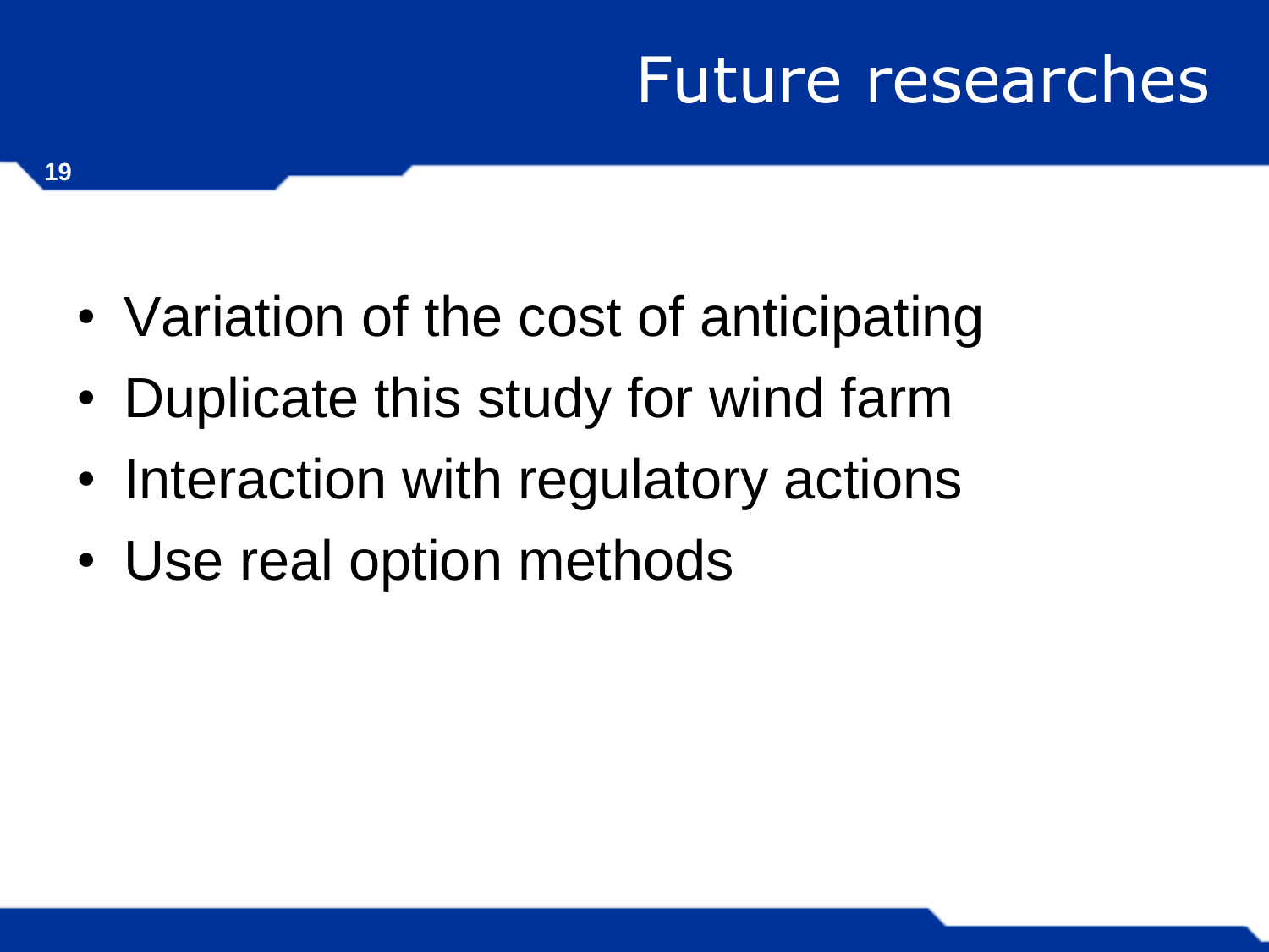# Future researches

- Variation of the cost of anticipating
- Duplicate this study for wind farm
- Interaction with regulatory actions
- Use real option methods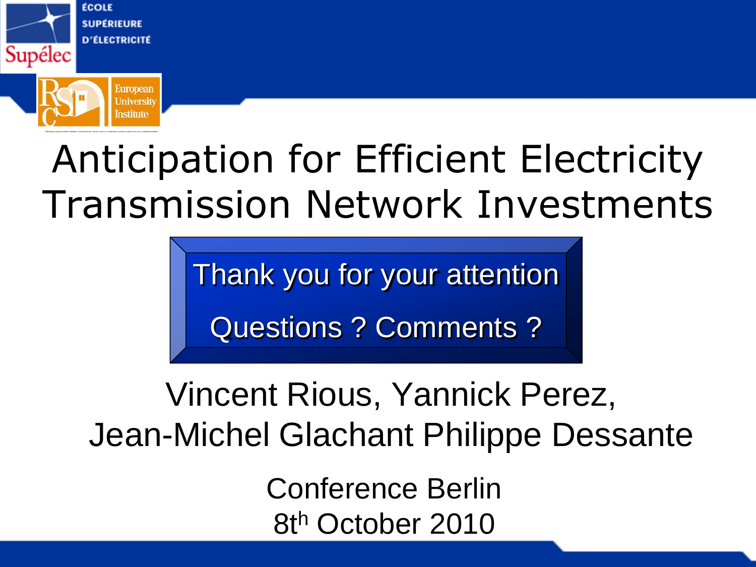# Anticipation for Efficient Electricity Transmission Network Investments

Thank you for your attention

Questions ? Comments ?

Vincent Rious, Yannick Perez,
Jean-Michel Glachant Philippe Dessante

Conference Berlin
8th October 2010